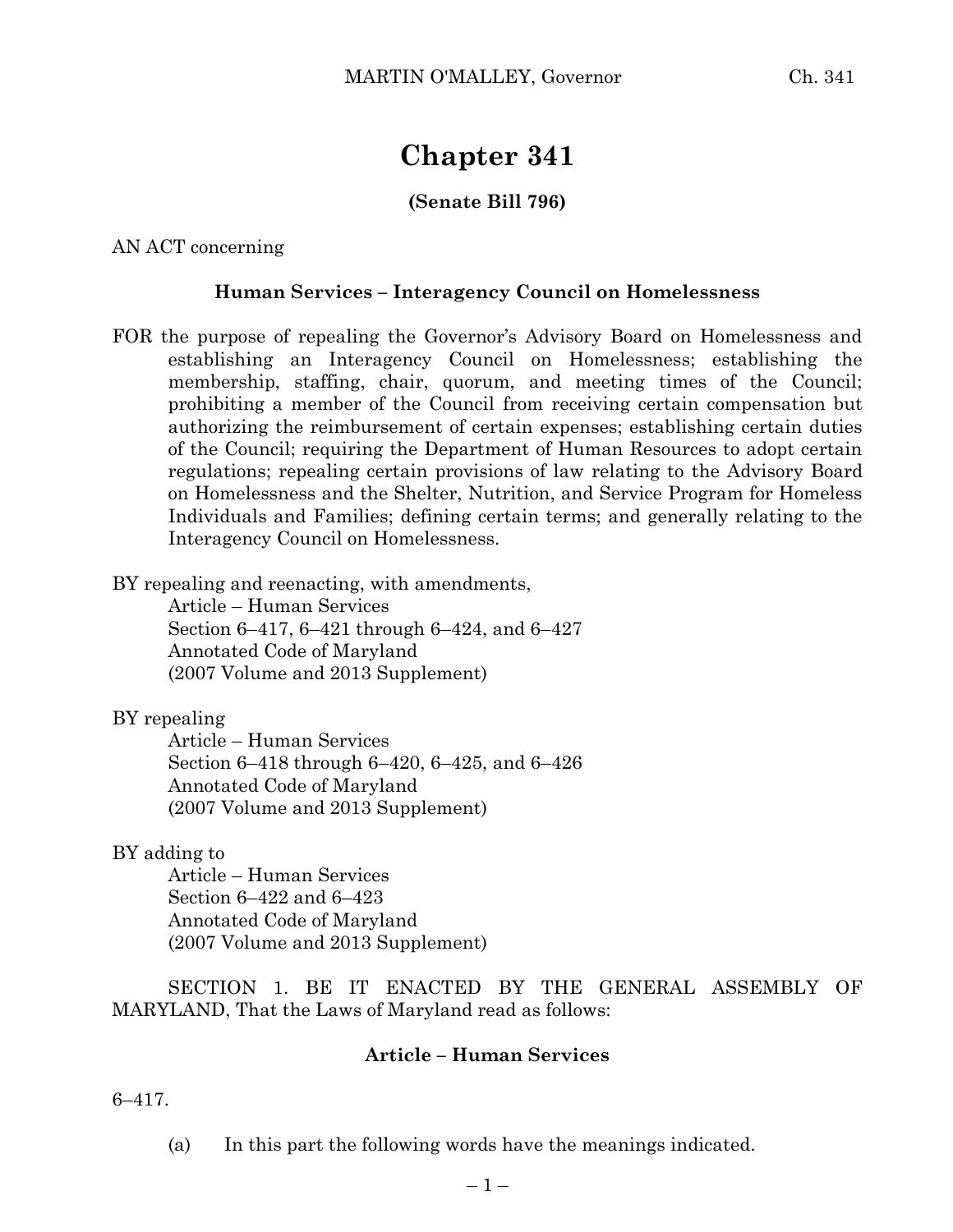# Chapter 341

**(Senate Bill 796)**

AN ACT concerning

**Human Services – Interagency Council on Homelessness**

FOR the purpose of repealing the Governor's Advisory Board on Homelessness and establishing an Interagency Council on Homelessness; establishing the membership, staffing, chair, quorum, and meeting times of the Council; prohibiting a member of the Council from receiving certain compensation but authorizing the reimbursement of certain expenses; establishing certain duties of the Council; requiring the Department of Human Resources to adopt certain regulations; repealing certain provisions of law relating to the Advisory Board on Homelessness and the Shelter, Nutrition, and Service Program for Homeless Individuals and Families; defining certain terms; and generally relating to the Interagency Council on Homelessness.

BY repealing and reenacting, with amendments,
Article – Human Services
Section 6–417, 6–421 through 6–424, and 6–427
Annotated Code of Maryland
(2007 Volume and 2013 Supplement)

BY repealing
Article – Human Services
Section 6–418 through 6–420, 6–425, and 6–426
Annotated Code of Maryland
(2007 Volume and 2013 Supplement)

BY adding to
Article – Human Services
Section 6–422 and 6–423
Annotated Code of Maryland
(2007 Volume and 2013 Supplement)

SECTION 1. BE IT ENACTED BY THE GENERAL ASSEMBLY OF MARYLAND, That the Laws of Maryland read as follows:

**Article – Human Services**

6–417.

(a) In this part the following words have the meanings indicated.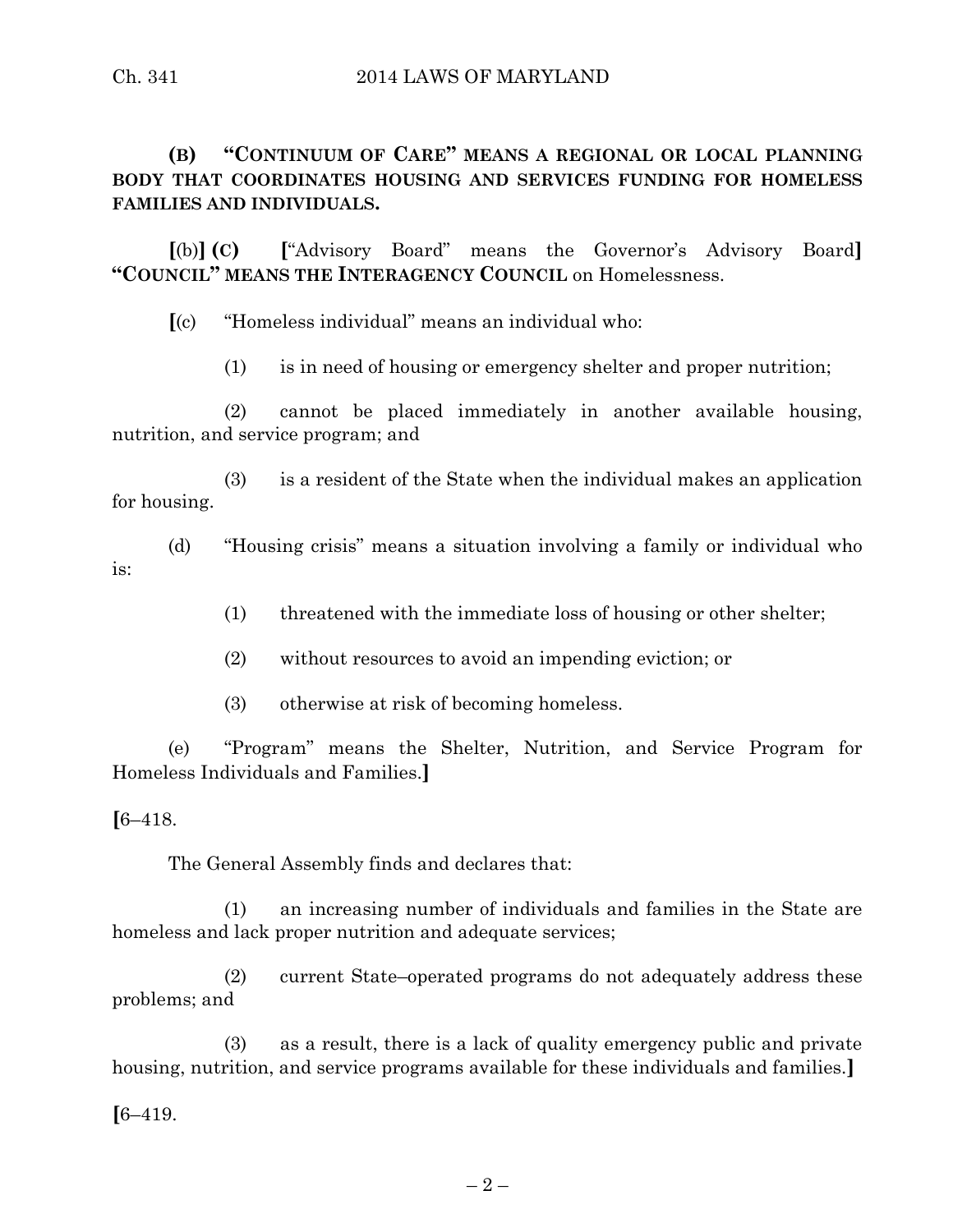**(B) "CONTINUUM OF CARE" MEANS A REGIONAL OR LOCAL PLANNING BODY THAT COORDINATES HOUSING AND SERVICES FUNDING FOR HOMELESS FAMILIES AND INDIVIDUALS.**

[(b)] **(C)** ["Advisory Board" means the Governor's Advisory Board] **"COUNCIL" MEANS THE INTERAGENCY COUNCIL** on Homelessness.

[(c) "Homeless individual" means an individual who:

(1) is in need of housing or emergency shelter and proper nutrition;

(2) cannot be placed immediately in another available housing, nutrition, and service program; and

(3) is a resident of the State when the individual makes an application for housing.

(d) "Housing crisis" means a situation involving a family or individual who is:

(1) threatened with the immediate loss of housing or other shelter;

(2) without resources to avoid an impending eviction; or

(3) otherwise at risk of becoming homeless.

(e) "Program" means the Shelter, Nutrition, and Service Program for Homeless Individuals and Families.]

[6–418.

The General Assembly finds and declares that:

(1) an increasing number of individuals and families in the State are homeless and lack proper nutrition and adequate services;

(2) current State–operated programs do not adequately address these problems; and

(3) as a result, there is a lack of quality emergency public and private housing, nutrition, and service programs available for these individuals and families.]

[6–419.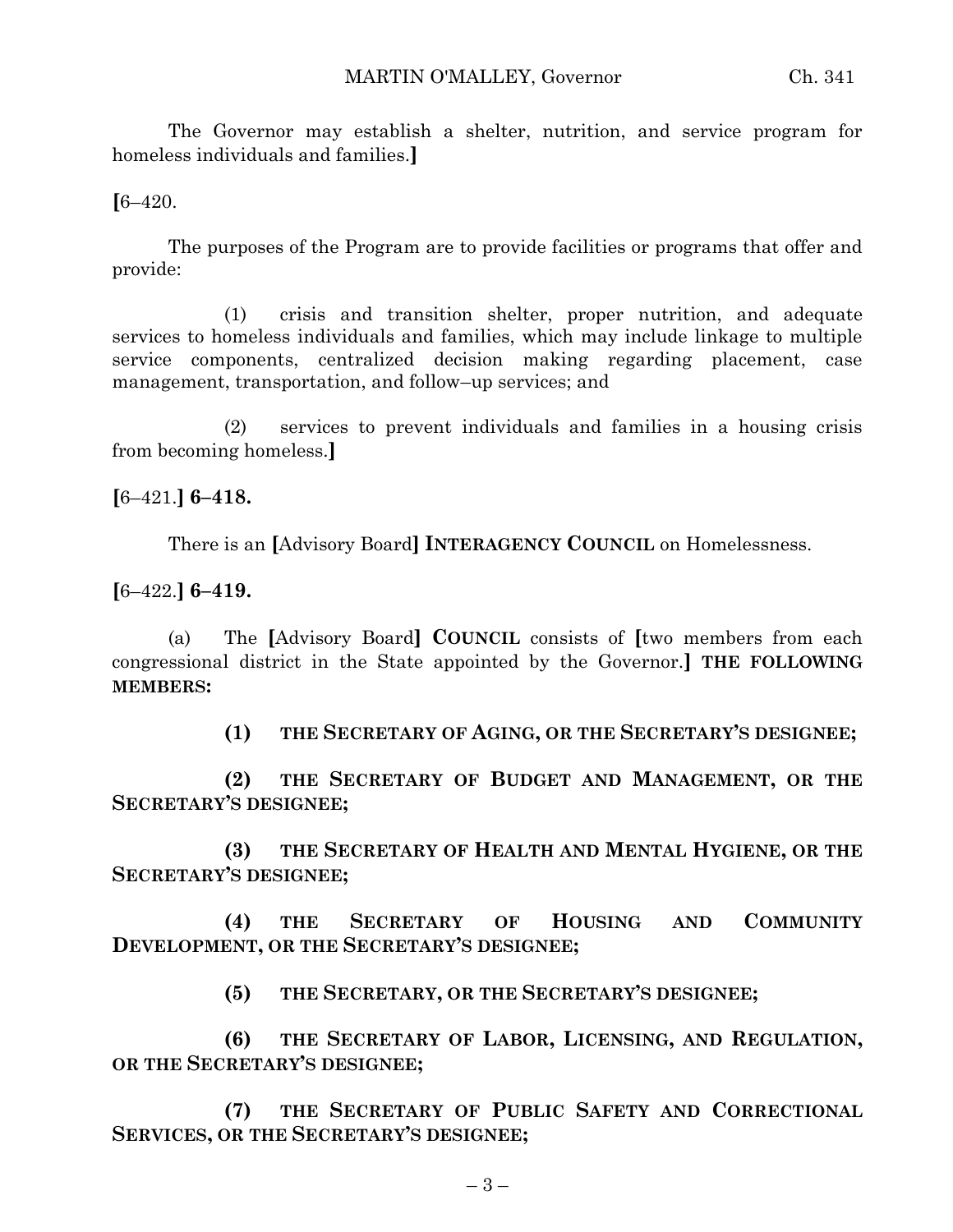The Governor may establish a shelter, nutrition, and service program for homeless individuals and families.]

[6–420.

The purposes of the Program are to provide facilities or programs that offer and provide:

(1) crisis and transition shelter, proper nutrition, and adequate services to homeless individuals and families, which may include linkage to multiple service components, centralized decision making regarding placement, case management, transportation, and follow–up services; and

(2) services to prevent individuals and families in a housing crisis from becoming homeless.]

[6–421.] **6–418.**

There is an [Advisory Board] **INTERAGENCY COUNCIL** on Homelessness.

[6–422.] **6–419.**

(a) The [Advisory Board] **COUNCIL** consists of [two members from each congressional district in the State appointed by the Governor.] **THE FOLLOWING MEMBERS:**

**(1) THE SECRETARY OF AGING, OR THE SECRETARY'S DESIGNEE;**

**(2) THE SECRETARY OF BUDGET AND MANAGEMENT, OR THE SECRETARY'S DESIGNEE;**

**(3) THE SECRETARY OF HEALTH AND MENTAL HYGIENE, OR THE SECRETARY'S DESIGNEE;**

**(4) THE SECRETARY OF HOUSING AND COMMUNITY DEVELOPMENT, OR THE SECRETARY'S DESIGNEE;**

**(5) THE SECRETARY, OR THE SECRETARY'S DESIGNEE;**

**(6) THE SECRETARY OF LABOR, LICENSING, AND REGULATION, OR THE SECRETARY'S DESIGNEE;**

**(7) THE SECRETARY OF PUBLIC SAFETY AND CORRECTIONAL SERVICES, OR THE SECRETARY'S DESIGNEE;**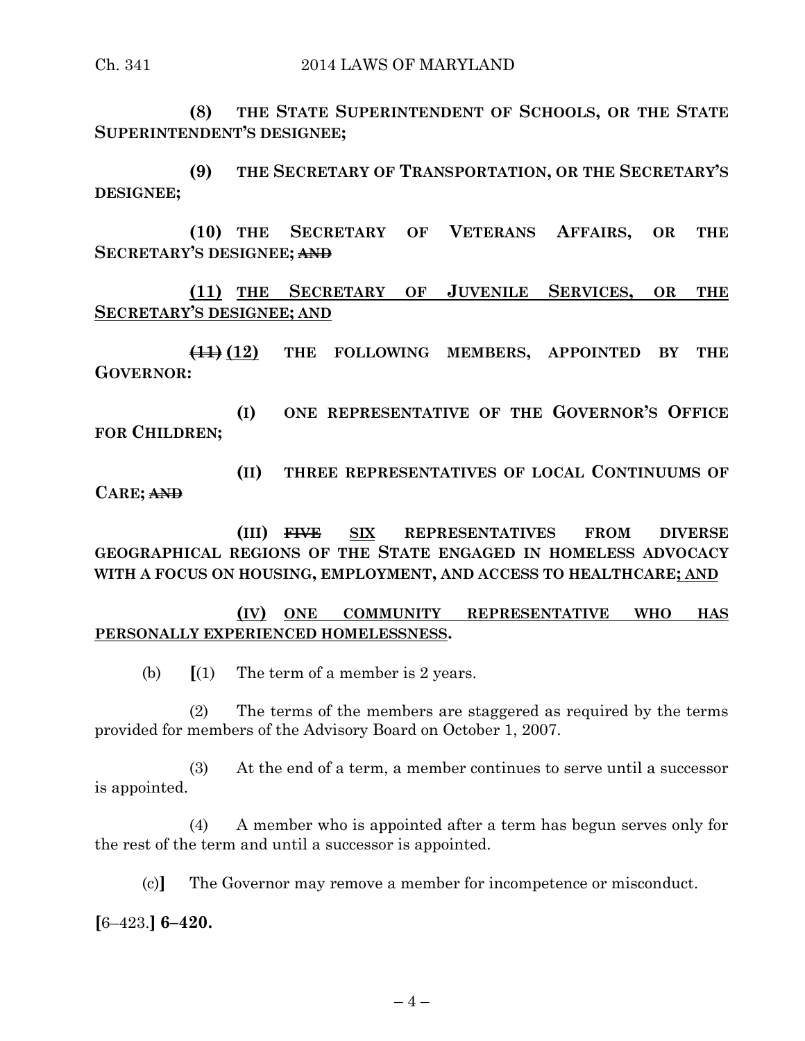**(8) THE STATE SUPERINTENDENT OF SCHOOLS, OR THE STATE SUPERINTENDENT'S DESIGNEE;**

**(9) THE SECRETARY OF TRANSPORTATION, OR THE SECRETARY'S DESIGNEE;**

**(10) THE SECRETARY OF VETERANS AFFAIRS, OR THE SECRETARY'S DESIGNEE;** ~~**AND**~~

<u>**(11) THE SECRETARY OF JUVENILE SERVICES, OR THE SECRETARY'S DESIGNEE; AND**</u>

~~**(11)**~~ <u>**(12)**</u> **THE FOLLOWING MEMBERS, APPOINTED BY THE GOVERNOR:**

**(I) ONE REPRESENTATIVE OF THE GOVERNOR'S OFFICE FOR CHILDREN;**

**(II) THREE REPRESENTATIVES OF LOCAL CONTINUUMS OF CARE;** ~~**AND**~~

**(III)** ~~**FIVE**~~ <u>**SIX**</u> **REPRESENTATIVES FROM DIVERSE GEOGRAPHICAL REGIONS OF THE STATE ENGAGED IN HOMELESS ADVOCACY WITH A FOCUS ON HOUSING, EMPLOYMENT, AND ACCESS TO HEALTHCARE**<u>**; AND**</u>

<u>**(IV) ONE COMMUNITY REPRESENTATIVE WHO HAS PERSONALLY EXPERIENCED HOMELESSNESS**</u>**.**

(b) **[**(1) The term of a member is 2 years.

(2) The terms of the members are staggered as required by the terms provided for members of the Advisory Board on October 1, 2007.

(3) At the end of a term, a member continues to serve until a successor is appointed.

(4) A member who is appointed after a term has begun serves only for the rest of the term and until a successor is appointed.

(c)**]** The Governor may remove a member for incompetence or misconduct.

**[**6–423.**] 6–420.**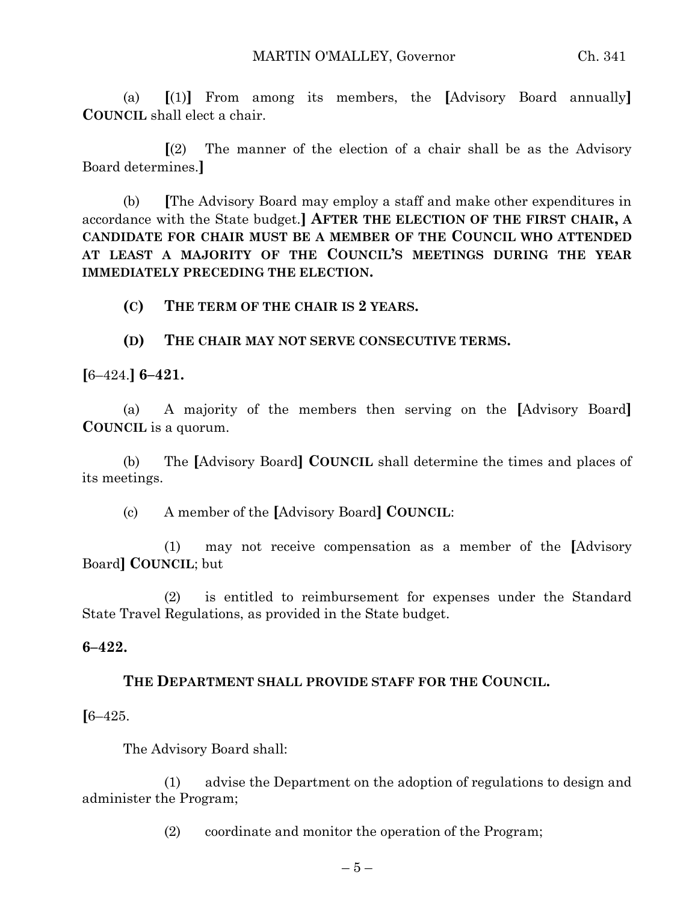(a) **[**(1)**]** From among its members, the **[**Advisory Board annually**]** **COUNCIL** shall elect a chair.

**[**(2) The manner of the election of a chair shall be as the Advisory Board determines.**]**

(b) **[**The Advisory Board may employ a staff and make other expenditures in accordance with the State budget.**]** **AFTER THE ELECTION OF THE FIRST CHAIR, A CANDIDATE FOR CHAIR MUST BE A MEMBER OF THE COUNCIL WHO ATTENDED AT LEAST A MAJORITY OF THE COUNCIL'S MEETINGS DURING THE YEAR IMMEDIATELY PRECEDING THE ELECTION.**

**(C) THE TERM OF THE CHAIR IS 2 YEARS.**

**(D) THE CHAIR MAY NOT SERVE CONSECUTIVE TERMS.**

**[**6–424.**]** **6–421.**

(a) A majority of the members then serving on the **[**Advisory Board**]** **COUNCIL** is a quorum.

(b) The **[**Advisory Board**]** **COUNCIL** shall determine the times and places of its meetings.

(c) A member of the **[**Advisory Board**]** **COUNCIL**:

(1) may not receive compensation as a member of the **[**Advisory Board**]** **COUNCIL**; but

(2) is entitled to reimbursement for expenses under the Standard State Travel Regulations, as provided in the State budget.

**6–422.**

**THE DEPARTMENT SHALL PROVIDE STAFF FOR THE COUNCIL.**

**[**6–425.

The Advisory Board shall:

(1) advise the Department on the adoption of regulations to design and administer the Program;

(2) coordinate and monitor the operation of the Program;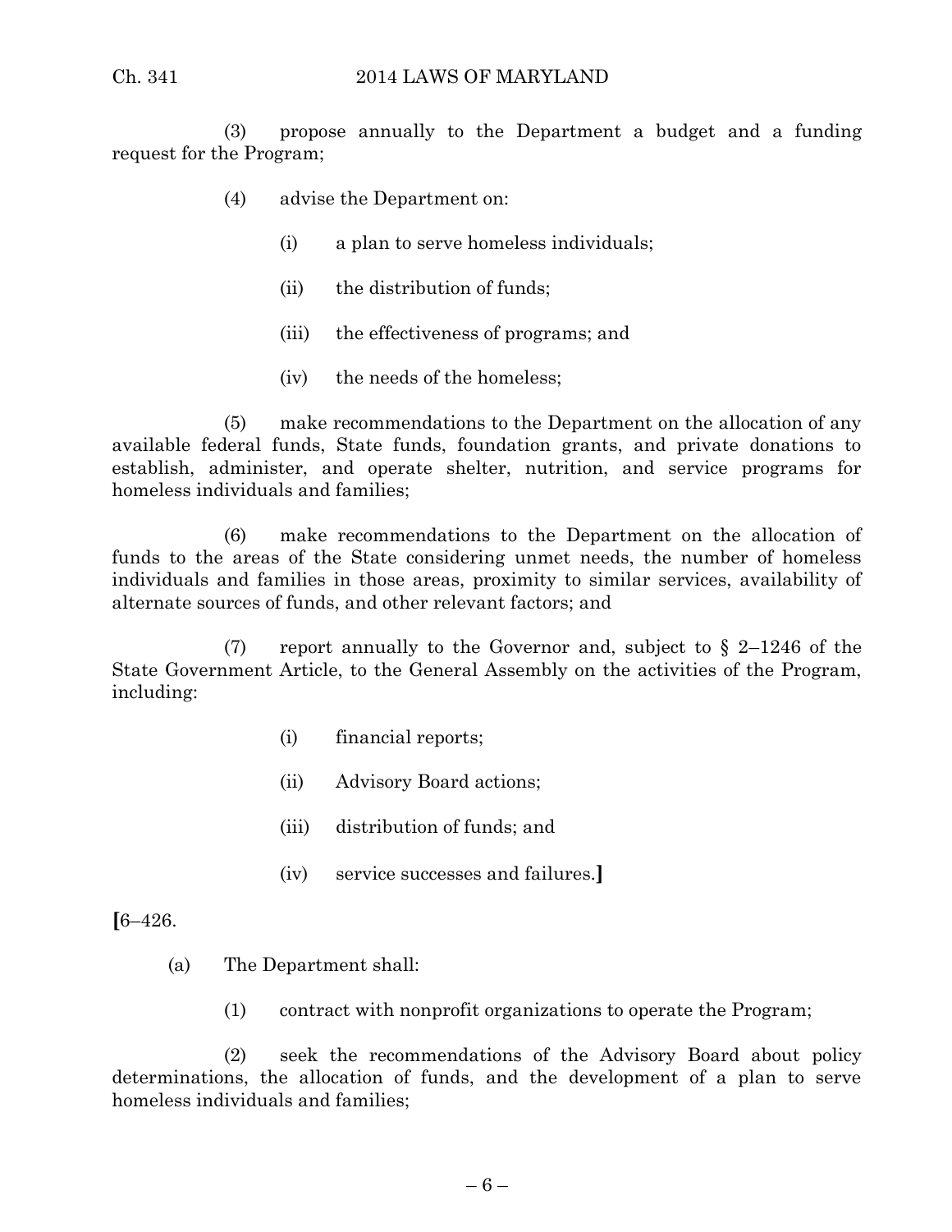(3) propose annually to the Department a budget and a funding request for the Program;

(4) advise the Department on:

(i) a plan to serve homeless individuals;

(ii) the distribution of funds;

(iii) the effectiveness of programs; and

(iv) the needs of the homeless;

(5) make recommendations to the Department on the allocation of any available federal funds, State funds, foundation grants, and private donations to establish, administer, and operate shelter, nutrition, and service programs for homeless individuals and families;

(6) make recommendations to the Department on the allocation of funds to the areas of the State considering unmet needs, the number of homeless individuals and families in those areas, proximity to similar services, availability of alternate sources of funds, and other relevant factors; and

(7) report annually to the Governor and, subject to § 2–1246 of the State Government Article, to the General Assembly on the activities of the Program, including:

(i) financial reports;

(ii) Advisory Board actions;

(iii) distribution of funds; and

(iv) service successes and failures.**]**

**[**6–426.

(a) The Department shall:

(1) contract with nonprofit organizations to operate the Program;

(2) seek the recommendations of the Advisory Board about policy determinations, the allocation of funds, and the development of a plan to serve homeless individuals and families;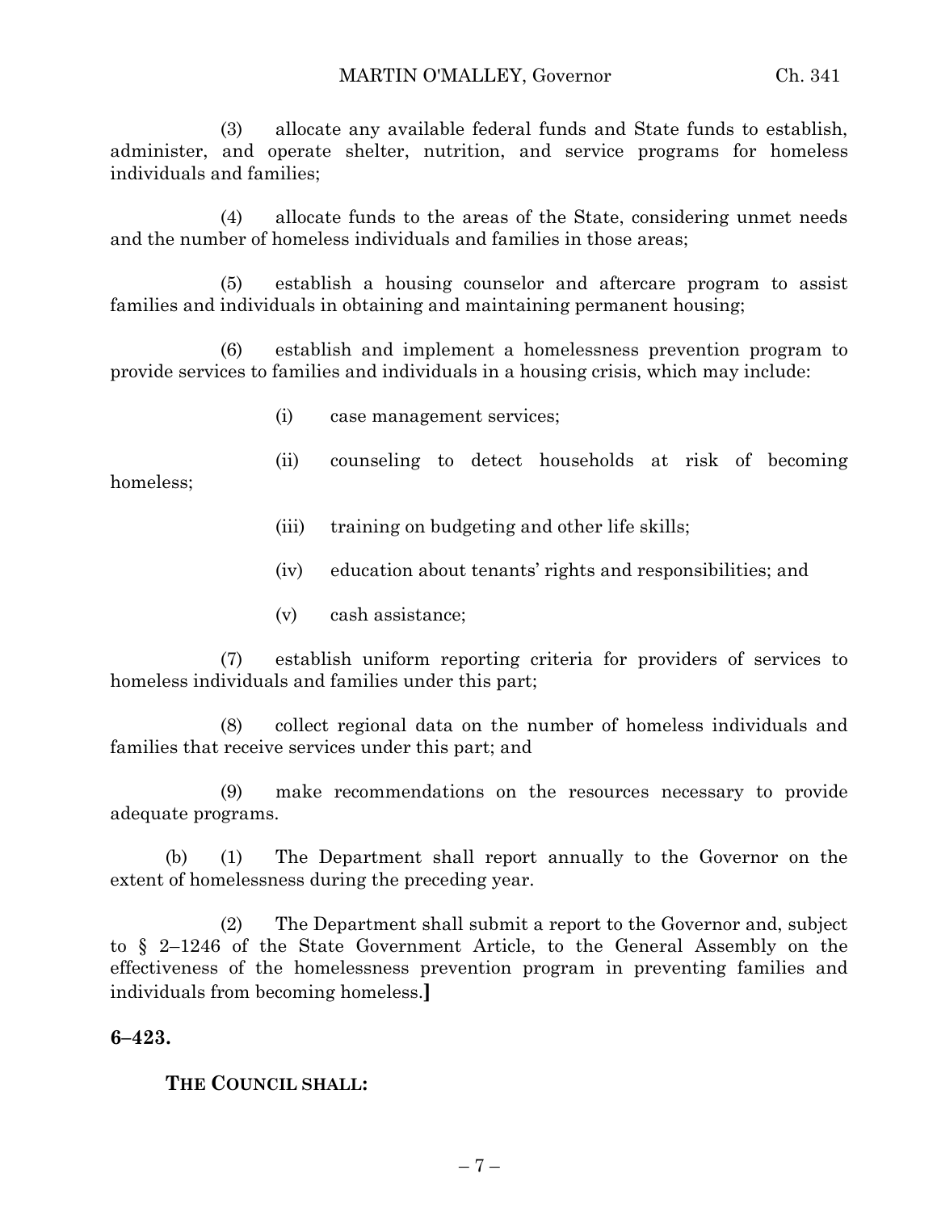(3) allocate any available federal funds and State funds to establish, administer, and operate shelter, nutrition, and service programs for homeless individuals and families;

(4) allocate funds to the areas of the State, considering unmet needs and the number of homeless individuals and families in those areas;

(5) establish a housing counselor and aftercare program to assist families and individuals in obtaining and maintaining permanent housing;

(6) establish and implement a homelessness prevention program to provide services to families and individuals in a housing crisis, which may include:

(i) case management services;

(ii) counseling to detect households at risk of becoming homeless;

(iii) training on budgeting and other life skills;

(iv) education about tenants' rights and responsibilities; and

(v) cash assistance;

(7) establish uniform reporting criteria for providers of services to homeless individuals and families under this part;

(8) collect regional data on the number of homeless individuals and families that receive services under this part; and

(9) make recommendations on the resources necessary to provide adequate programs.

(b) (1) The Department shall report annually to the Governor on the extent of homelessness during the preceding year.

(2) The Department shall submit a report to the Governor and, subject to § 2–1246 of the State Government Article, to the General Assembly on the effectiveness of the homelessness prevention program in preventing families and individuals from becoming homeless.**]**

**6–423.**

**THE COUNCIL SHALL:**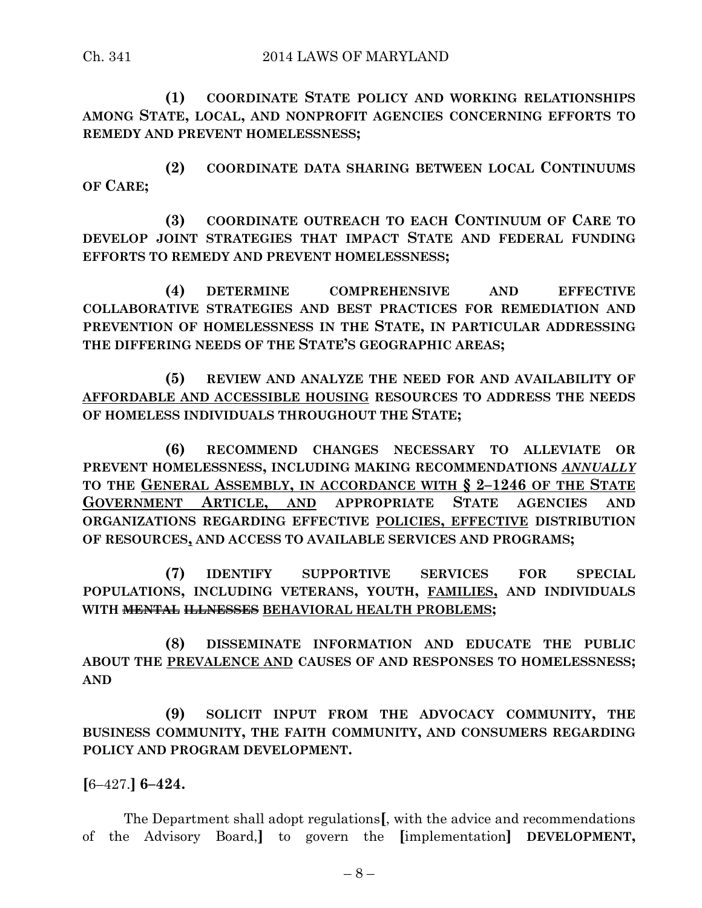**(1) COORDINATE STATE POLICY AND WORKING RELATIONSHIPS AMONG STATE, LOCAL, AND NONPROFIT AGENCIES CONCERNING EFFORTS TO REMEDY AND PREVENT HOMELESSNESS;**

**(2) COORDINATE DATA SHARING BETWEEN LOCAL CONTINUUMS OF CARE;**

**(3) COORDINATE OUTREACH TO EACH CONTINUUM OF CARE TO DEVELOP JOINT STRATEGIES THAT IMPACT STATE AND FEDERAL FUNDING EFFORTS TO REMEDY AND PREVENT HOMELESSNESS;**

**(4) DETERMINE COMPREHENSIVE AND EFFECTIVE COLLABORATIVE STRATEGIES AND BEST PRACTICES FOR REMEDIATION AND PREVENTION OF HOMELESSNESS IN THE STATE, IN PARTICULAR ADDRESSING THE DIFFERING NEEDS OF THE STATE'S GEOGRAPHIC AREAS;**

**(5) REVIEW AND ANALYZE THE NEED FOR AND AVAILABILITY OF <u>AFFORDABLE AND ACCESSIBLE HOUSING</u> RESOURCES TO ADDRESS THE NEEDS OF HOMELESS INDIVIDUALS THROUGHOUT THE STATE;**

**(6) RECOMMEND CHANGES NECESSARY TO ALLEVIATE OR PREVENT HOMELESSNESS, INCLUDING MAKING RECOMMENDATIONS *<u>ANNUALLY</u>* TO THE <u>GENERAL ASSEMBLY, IN ACCORDANCE WITH § 2–1246 OF THE STATE GOVERNMENT ARTICLE, AND</u> APPROPRIATE STATE AGENCIES AND ORGANIZATIONS REGARDING EFFECTIVE <u>POLICIES, EFFECTIVE</u> DISTRIBUTION OF RESOURCES<u>,</u> AND ACCESS TO AVAILABLE SERVICES AND PROGRAMS;**

**(7) IDENTIFY SUPPORTIVE SERVICES FOR SPECIAL POPULATIONS, INCLUDING VETERANS, YOUTH, <u>FAMILIES,</u> AND INDIVIDUALS WITH ~~MENTAL ILLNESSES~~ <u>BEHAVIORAL HEALTH PROBLEMS</u>;**

**(8) DISSEMINATE INFORMATION AND EDUCATE THE PUBLIC ABOUT THE <u>PREVALENCE AND</u> CAUSES OF AND RESPONSES TO HOMELESSNESS; AND**

**(9) SOLICIT INPUT FROM THE ADVOCACY COMMUNITY, THE BUSINESS COMMUNITY, THE FAITH COMMUNITY, AND CONSUMERS REGARDING POLICY AND PROGRAM DEVELOPMENT.**

**[**6–427.**] 6–424.**

The Department shall adopt regulations**[**, with the advice and recommendations of the Advisory Board,**]** to govern the **[**implementation**] DEVELOPMENT,**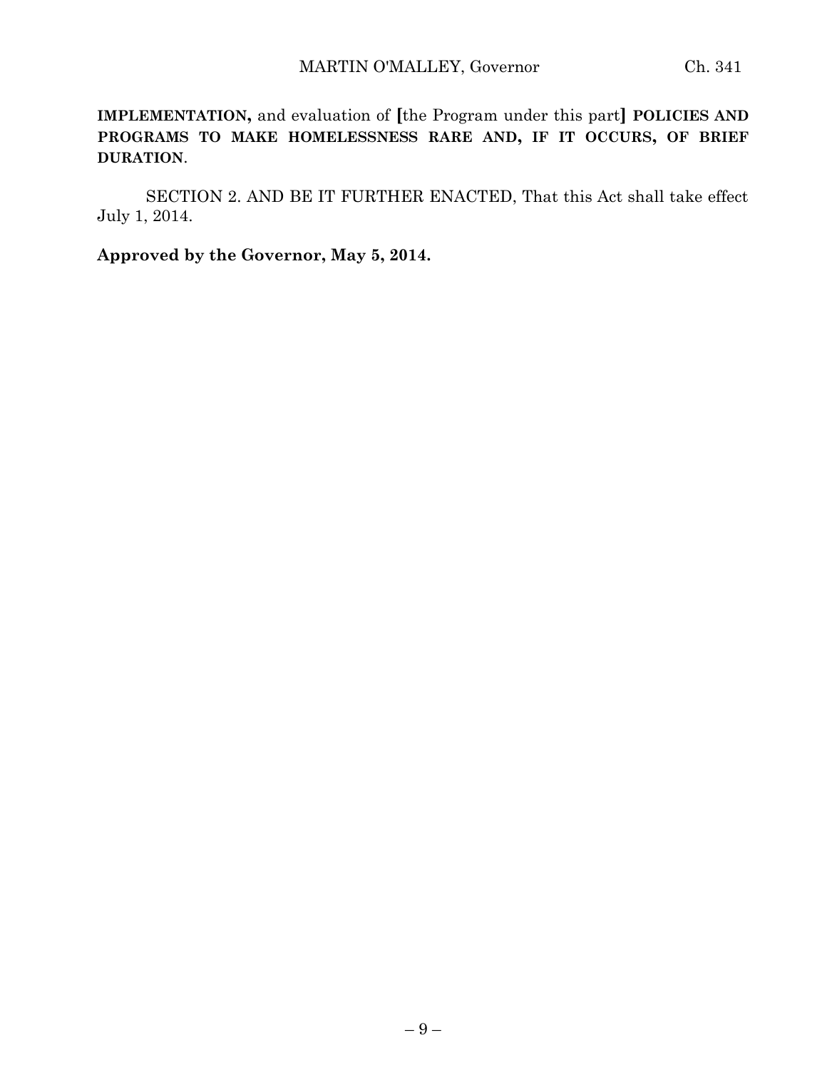**IMPLEMENTATION,** and evaluation of **[**the Program under this part**]** **POLICIES AND PROGRAMS TO MAKE HOMELESSNESS RARE AND, IF IT OCCURS, OF BRIEF DURATION**.

SECTION 2. AND BE IT FURTHER ENACTED, That this Act shall take effect July 1, 2014.

**Approved by the Governor, May 5, 2014.**